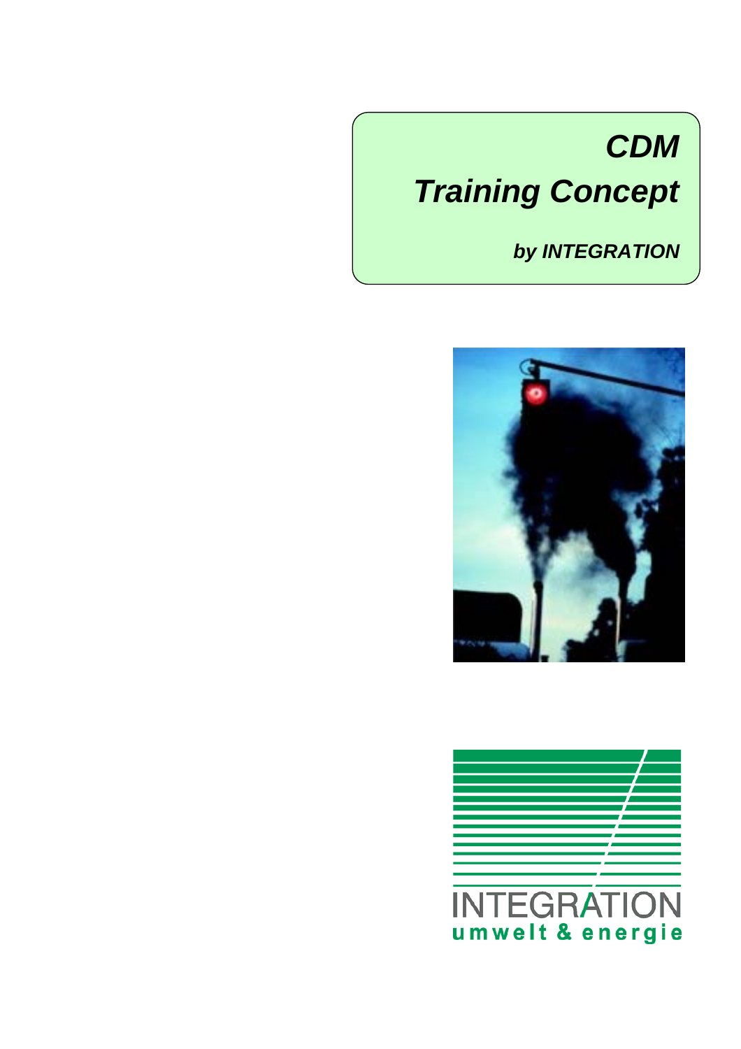# CDM

# Training Concept

***by INTEGRATION***

INTEGRATION

umwelt & energie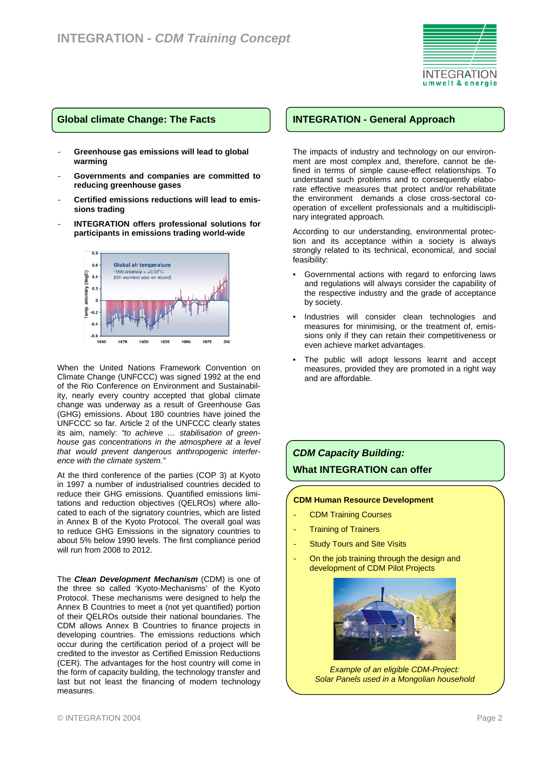## Global climate Change: The Facts

- **Greenhouse gas emissions will lead to global warming**
- **Governments and companies are committed to reducing greenhouse gases**
- **Certified emissions reductions will lead to emissions trading**
- **INTEGRATION offers professional solutions for participants in emissions trading world-wide**

When the United Nations Framework Convention on Climate Change (UNFCCC) was signed 1992 at the end of the Rio Conference on Environment and Sustainability, nearly every country accepted that global climate change was underway as a result of Greenhouse Gas (GHG) emissions. About 180 countries have joined the UNFCCC so far. Article 2 of the UNFCCC clearly states its aim, namely: *"to achieve … stabilisation of greenhouse gas concentrations in the atmosphere at a level that would prevent dangerous anthropogenic interference with the climate system."*

At the third conference of the parties (COP 3) at Kyoto in 1997 a number of industrialised countries decided to reduce their GHG emissions. Quantified emissions limitations and reduction objectives (QELROs) where allocated to each of the signatory countries, which are listed in Annex B of the Kyoto Protocol. The overall goal was to reduce GHG Emissions in the signatory countries to about 5% below 1990 levels. The first compliance period will run from 2008 to 2012.

The ***Clean Development Mechanism*** (CDM) is one of the three so called 'Kyoto-Mechanisms' of the Kyoto Protocol. These mechanisms were designed to help the Annex B Countries to meet a (not yet quantified) portion of their QELROs outside their national boundaries. The CDM allows Annex B Countries to finance projects in developing countries. The emissions reductions which occur during the certification period of a project will be credited to the investor as Certified Emission Reductions (CER). The advantages for the host country will come in the form of capacity building, the technology transfer and last but not least the financing of modern technology measures.

## INTEGRATION - General Approach

The impacts of industry and technology on our environment are most complex and, therefore, cannot be defined in terms of simple cause-effect relationships. To understand such problems and to consequently elaborate effective measures that protect and/or rehabilitate the environment demands a close cross-sectoral cooperation of excellent professionals and a multidisciplinary integrated approach.

According to our understanding, environmental protection and its acceptance within a society is always strongly related to its technical, economical, and social feasibility:

- Governmental actions with regard to enforcing laws and regulations will always consider the capability of the respective industry and the grade of acceptance by society.
- Industries will consider clean technologies and measures for minimising, or the treatment of, emissions only if they can retain their competitiveness or even achieve market advantages.
- The public will adopt lessons learnt and accept measures, provided they are promoted in a right way and are affordable.

## *CDM Capacity Building:* What INTEGRATION can offer

**CDM Human Resource Development**

- CDM Training Courses
- Training of Trainers
- Study Tours and Site Visits
- On the job training through the design and development of CDM Pilot Projects

*Example of an eligible CDM-Project: Solar Panels used in a Mongolian household*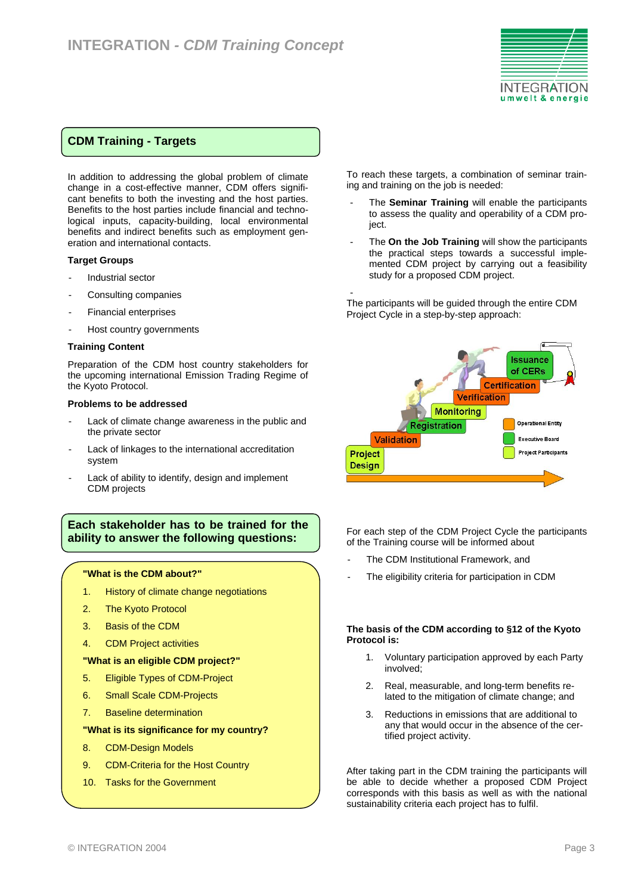## CDM Training - Targets

In addition to addressing the global problem of climate change in a cost-effective manner, CDM offers significant benefits to both the investing and the host parties. Benefits to the host parties include financial and technological inputs, capacity-building, local environmental benefits and indirect benefits such as employment generation and international contacts.

**Target Groups**

- Industrial sector
- Consulting companies
- Financial enterprises
- Host country governments

**Training Content**

Preparation of the CDM host country stakeholders for the upcoming international Emission Trading Regime of the Kyoto Protocol.

**Problems to be addressed**

- Lack of climate change awareness in the public and the private sector
- Lack of linkages to the international accreditation system
- Lack of ability to identify, design and implement CDM projects

## Each stakeholder has to be trained for the ability to answer the following questions:

**"What is the CDM about?"**

1. History of climate change negotiations
2. The Kyoto Protocol
3. Basis of the CDM
4. CDM Project activities

**"What is an eligible CDM project?"**

5. Eligible Types of CDM-Project
6. Small Scale CDM-Projects
7. Baseline determination

**"What is its significance for my country?**

8. CDM-Design Models
9. CDM-Criteria for the Host Country
10. Tasks for the Government

To reach these targets, a combination of seminar training and training on the job is needed:

- The **Seminar Training** will enable the participants to assess the quality and operability of a CDM project.
- The **On the Job Training** will show the participants the practical steps towards a successful implemented CDM project by carrying out a feasibility study for a proposed CDM project.

The participants will be guided through the entire CDM Project Cycle in a step-by-step approach:

Project Design → Validation → Registration → Monitoring → Verification → Certification → Issuance of CERs

Operational Entity
Executive Board
Project Participants

For each step of the CDM Project Cycle the participants of the Training course will be informed about

- The CDM Institutional Framework, and
- The eligibility criteria for participation in CDM

**The basis of the CDM according to §12 of the Kyoto Protocol is:**

1. Voluntary participation approved by each Party involved;
2. Real, measurable, and long-term benefits related to the mitigation of climate change; and
3. Reductions in emissions that are additional to any that would occur in the absence of the certified project activity.

After taking part in the CDM training the participants will be able to decide whether a proposed CDM Project corresponds with this basis as well as with the national sustainability criteria each project has to fulfil.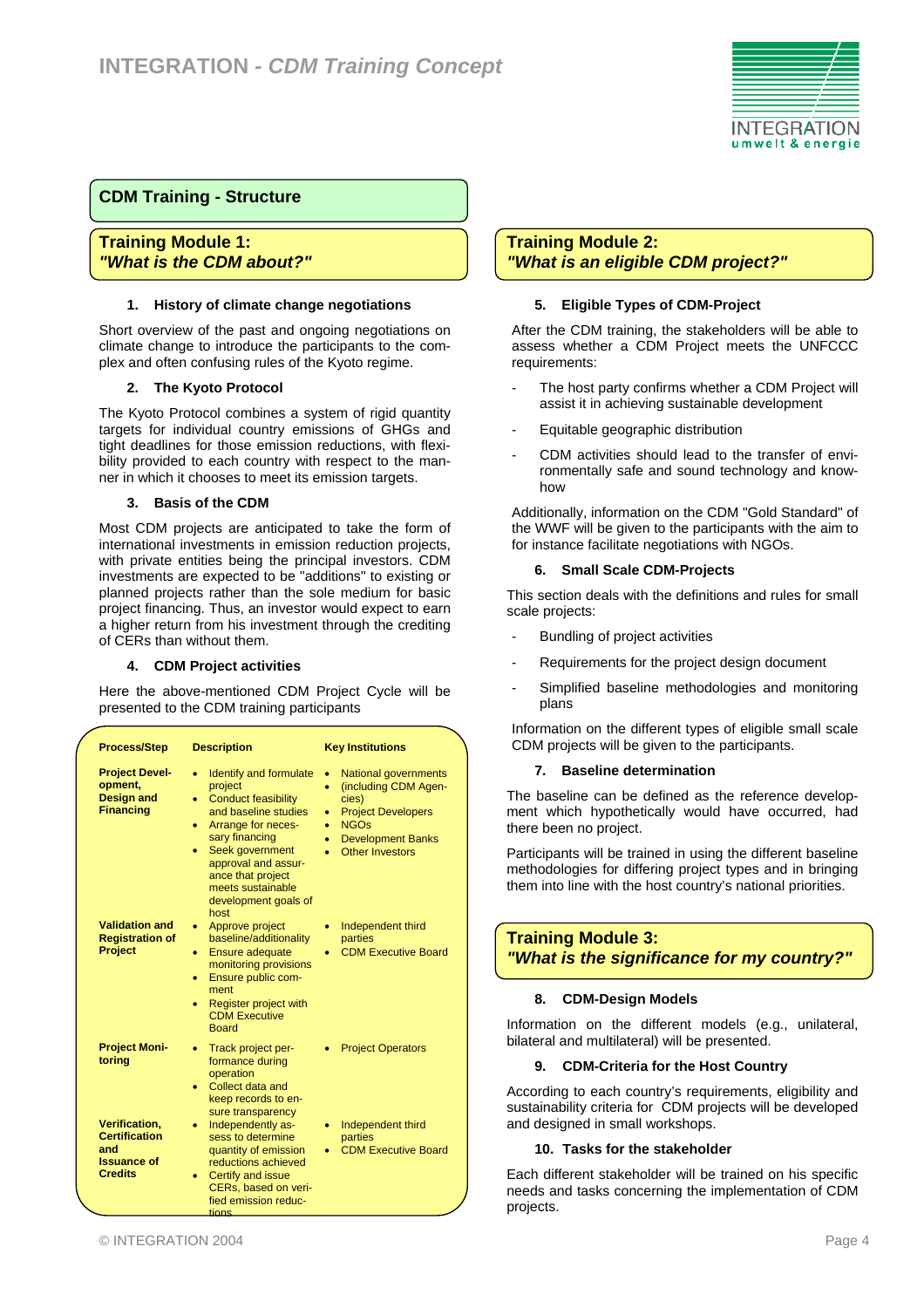## CDM Training - Structure

### Training Module 1: *"What is the CDM about?"*

**1. History of climate change negotiations**

Short overview of the past and ongoing negotiations on climate change to introduce the participants to the complex and often confusing rules of the Kyoto regime.

**2. The Kyoto Protocol**

The Kyoto Protocol combines a system of rigid quantity targets for individual country emissions of GHGs and tight deadlines for those emission reductions, with flexibility provided to each country with respect to the manner in which it chooses to meet its emission targets.

**3. Basis of the CDM**

Most CDM projects are anticipated to take the form of international investments in emission reduction projects, with private entities being the principal investors. CDM investments are expected to be "additions" to existing or planned projects rather than the sole medium for basic project financing. Thus, an investor would expect to earn a higher return from his investment through the crediting of CERs than without them.

**4. CDM Project activities**

Here the above-mentioned CDM Project Cycle will be presented to the CDM training participants

| Process/Step | Description | Key Institutions |
|---|---|---|
| **Project Development, Design and Financing** | • Identify and formulate project<br>• Conduct feasibility and baseline studies<br>• Arrange for necessary financing<br>• Seek government approval and assurance that project meets sustainable development goals of host | • National governments<br>• (including CDM Agencies)<br>• Project Developers<br>• NGOs<br>• Development Banks<br>• Other Investors |
| **Validation and Registration of Project** | • Approve project baseline/additionality<br>• Ensure adequate monitoring provisions<br>• Ensure public comment<br>• Register project with CDM Executive Board | • Independent third parties<br>• CDM Executive Board |
| **Project Monitoring** | • Track project performance during operation<br>• Collect data and keep records to ensure transparency | • Project Operators |
| **Verification, Certification and Issuance of Credits** | • Independently assess to determine quantity of emission reductions achieved<br>• Certify and issue CERs, based on verified emission reductions | • Independent third parties<br>• CDM Executive Board |

### Training Module 2: *"What is an eligible CDM project?"*

**5. Eligible Types of CDM-Project**

After the CDM training, the stakeholders will be able to assess whether a CDM Project meets the UNFCCC requirements:

- The host party confirms whether a CDM Project will assist it in achieving sustainable development
- Equitable geographic distribution
- CDM activities should lead to the transfer of environmentally safe and sound technology and know-how

Additionally, information on the CDM "Gold Standard" of the WWF will be given to the participants with the aim to for instance facilitate negotiations with NGOs.

**6. Small Scale CDM-Projects**

This section deals with the definitions and rules for small scale projects:

- Bundling of project activities
- Requirements for the project design document
- Simplified baseline methodologies and monitoring plans

Information on the different types of eligible small scale CDM projects will be given to the participants.

**7. Baseline determination**

The baseline can be defined as the reference development which hypothetically would have occurred, had there been no project.

Participants will be trained in using the different baseline methodologies for differing project types and in bringing them into line with the host country's national priorities.

### Training Module 3: *"What is the significance for my country?"*

**8. CDM-Design Models**

Information on the different models (e.g., unilateral, bilateral and multilateral) will be presented.

**9. CDM-Criteria for the Host Country**

According to each country's requirements, eligibility and sustainability criteria for CDM projects will be developed and designed in small workshops.

**10. Tasks for the stakeholder**

Each different stakeholder will be trained on his specific needs and tasks concerning the implementation of CDM projects.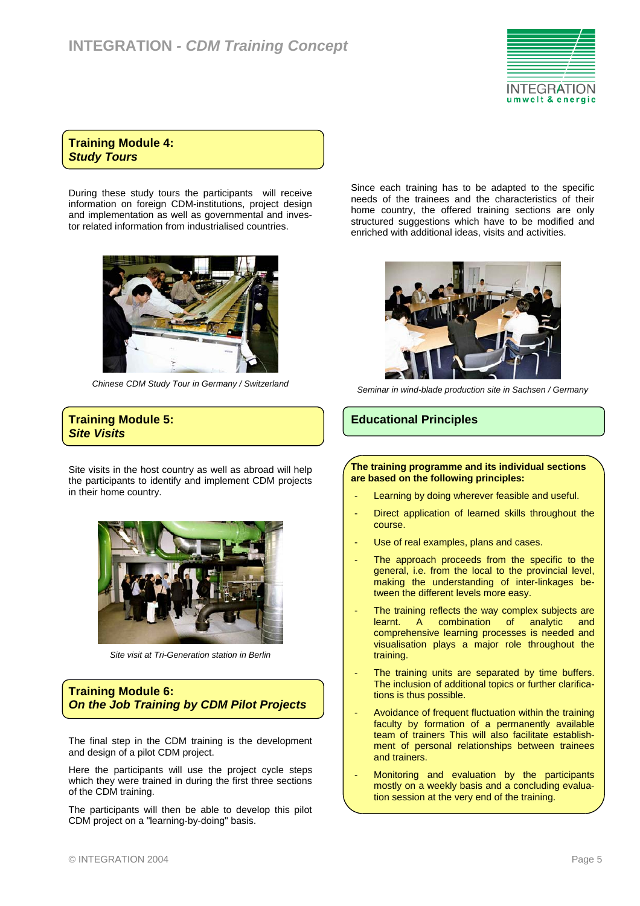## Training Module 4: *Study Tours*

During these study tours the participants will receive information on foreign CDM-institutions, project design and implementation as well as governmental and investor related information from industrialised countries.

Chinese CDM Study Tour in Germany / Switzerland

## Training Module 5: *Site Visits*

Site visits in the host country as well as abroad will help the participants to identify and implement CDM projects in their home country.

Site visit at Tri-Generation station in Berlin

## Training Module 6: *On the Job Training by CDM Pilot Projects*

The final step in the CDM training is the development and design of a pilot CDM project.

Here the participants will use the project cycle steps which they were trained in during the first three sections of the CDM training.

The participants will then be able to develop this pilot CDM project on a "learning-by-doing" basis.

Since each training has to be adapted to the specific needs of the trainees and the characteristics of their home country, the offered training sections are only structured suggestions which have to be modified and enriched with additional ideas, visits and activities.

Seminar in wind-blade production site in Sachsen / Germany

## Educational Principles

**The training programme and its individual sections are based on the following principles:**

- Learning by doing wherever feasible and useful.
- Direct application of learned skills throughout the course.
- Use of real examples, plans and cases.
- The approach proceeds from the specific to the general, i.e. from the local to the provincial level, making the understanding of inter-linkages between the different levels more easy.
- The training reflects the way complex subjects are learnt. A combination of analytic and comprehensive learning processes is needed and visualisation plays a major role throughout the training.
- The training units are separated by time buffers. The inclusion of additional topics or further clarifications is thus possible.
- Avoidance of frequent fluctuation within the training faculty by formation of a permanently available team of trainers This will also facilitate establishment of personal relationships between trainees and trainers.
- Monitoring and evaluation by the participants mostly on a weekly basis and a concluding evaluation session at the very end of the training.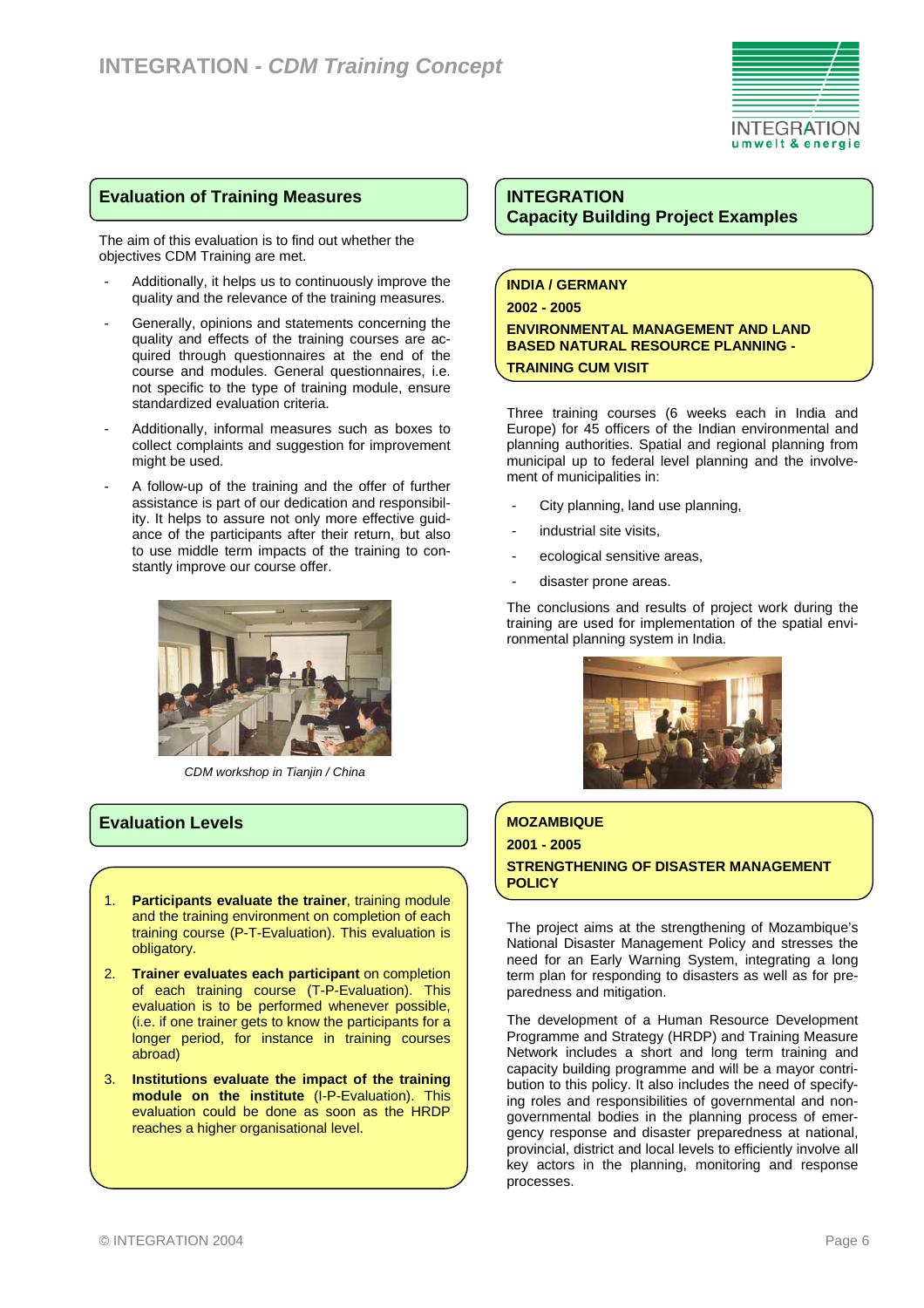## Evaluation of Training Measures

The aim of this evaluation is to find out whether the objectives CDM Training are met.

- Additionally, it helps us to continuously improve the quality and the relevance of the training measures.
- Generally, opinions and statements concerning the quality and effects of the training courses are acquired through questionnaires at the end of the course and modules. General questionnaires, i.e. not specific to the type of training module, ensure standardized evaluation criteria.
- Additionally, informal measures such as boxes to collect complaints and suggestion for improvement might be used.
- A follow-up of the training and the offer of further assistance is part of our dedication and responsibility. It helps to assure not only more effective guidance of the participants after their return, but also to use middle term impacts of the training to constantly improve our course offer.

*CDM workshop in Tianjin / China*

## Evaluation Levels

1. **Participants evaluate the trainer**, training module and the training environment on completion of each training course (P-T-Evaluation). This evaluation is obligatory.
2. **Trainer evaluates each participant** on completion of each training course (T-P-Evaluation). This evaluation is to be performed whenever possible, (i.e. if one trainer gets to know the participants for a longer period, for instance in training courses abroad)
3. **Institutions evaluate the impact of the training module on the institute** (I-P-Evaluation). This evaluation could be done as soon as the HRDP reaches a higher organisational level.

## INTEGRATION Capacity Building Project Examples

**INDIA / GERMANY**

**2002 - 2005**

**ENVIRONMENTAL MANAGEMENT AND LAND BASED NATURAL RESOURCE PLANNING - TRAINING CUM VISIT**

Three training courses (6 weeks each in India and Europe) for 45 officers of the Indian environmental and planning authorities. Spatial and regional planning from municipal up to federal level planning and the involvement of municipalities in:

- City planning, land use planning,
- industrial site visits,
- ecological sensitive areas,
- disaster prone areas.

The conclusions and results of project work during the training are used for implementation of the spatial environmental planning system in India.

**MOZAMBIQUE**

**2001 - 2005**

**STRENGTHENING OF DISASTER MANAGEMENT POLICY**

The project aims at the strengthening of Mozambique's National Disaster Management Policy and stresses the need for an Early Warning System, integrating a long term plan for responding to disasters as well as for preparedness and mitigation.

The development of a Human Resource Development Programme and Strategy (HRDP) and Training Measure Network includes a short and long term training and capacity building programme and will be a mayor contribution to this policy. It also includes the need of specifying roles and responsibilities of governmental and non-governmental bodies in the planning process of emergency response and disaster preparedness at national, provincial, district and local levels to efficiently involve all key actors in the planning, monitoring and response processes.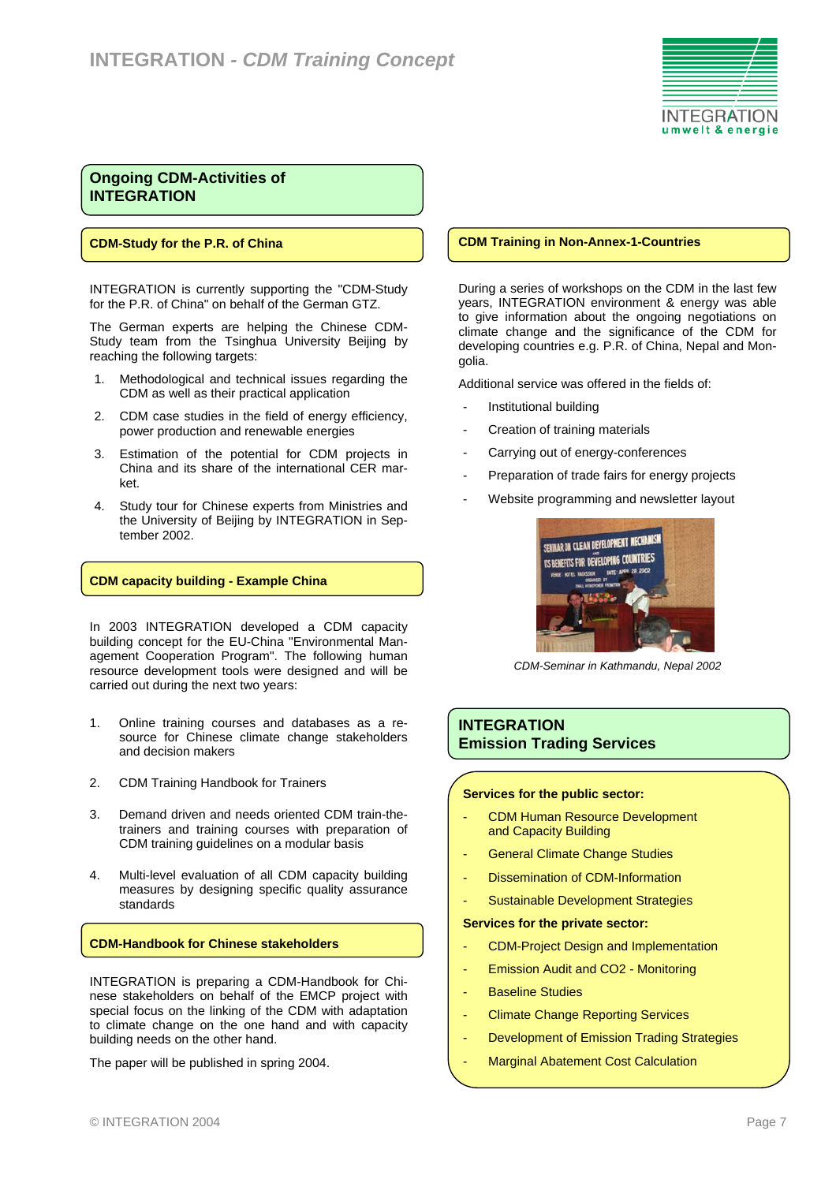## Ongoing CDM-Activities of INTEGRATION

### CDM-Study for the P.R. of China

INTEGRATION is currently supporting the "CDM-Study for the P.R. of China" on behalf of the German GTZ.

The German experts are helping the Chinese CDM-Study team from the Tsinghua University Beijing by reaching the following targets:

1. Methodological and technical issues regarding the CDM as well as their practical application
2. CDM case studies in the field of energy efficiency, power production and renewable energies
3. Estimation of the potential for CDM projects in China and its share of the international CER market.
4. Study tour for Chinese experts from Ministries and the University of Beijing by INTEGRATION in September 2002.

### CDM capacity building - Example China

In 2003 INTEGRATION developed a CDM capacity building concept for the EU-China "Environmental Management Cooperation Program". The following human resource development tools were designed and will be carried out during the next two years:

1. Online training courses and databases as a resource for Chinese climate change stakeholders and decision makers
2. CDM Training Handbook for Trainers
3. Demand driven and needs oriented CDM train-the-trainers and training courses with preparation of CDM training guidelines on a modular basis
4. Multi-level evaluation of all CDM capacity building measures by designing specific quality assurance standards

### CDM-Handbook for Chinese stakeholders

INTEGRATION is preparing a CDM-Handbook for Chinese stakeholders on behalf of the EMCP project with special focus on the linking of the CDM with adaptation to climate change on the one hand and with capacity building needs on the other hand.

The paper will be published in spring 2004.

### CDM Training in Non-Annex-1-Countries

During a series of workshops on the CDM in the last few years, INTEGRATION environment & energy was able to give information about the ongoing negotiations on climate change and the significance of the CDM for developing countries e.g. P.R. of China, Nepal and Mongolia.

Additional service was offered in the fields of:

- Institutional building
- Creation of training materials
- Carrying out of energy-conferences
- Preparation of trade fairs for energy projects
- Website programming and newsletter layout

*CDM-Seminar in Kathmandu, Nepal 2002*

## INTEGRATION Emission Trading Services

**Services for the public sector:**

- CDM Human Resource Development and Capacity Building
- General Climate Change Studies
- Dissemination of CDM-Information
- Sustainable Development Strategies

**Services for the private sector:**

- CDM-Project Design and Implementation
- Emission Audit and CO2 - Monitoring
- Baseline Studies
- Climate Change Reporting Services
- Development of Emission Trading Strategies
- Marginal Abatement Cost Calculation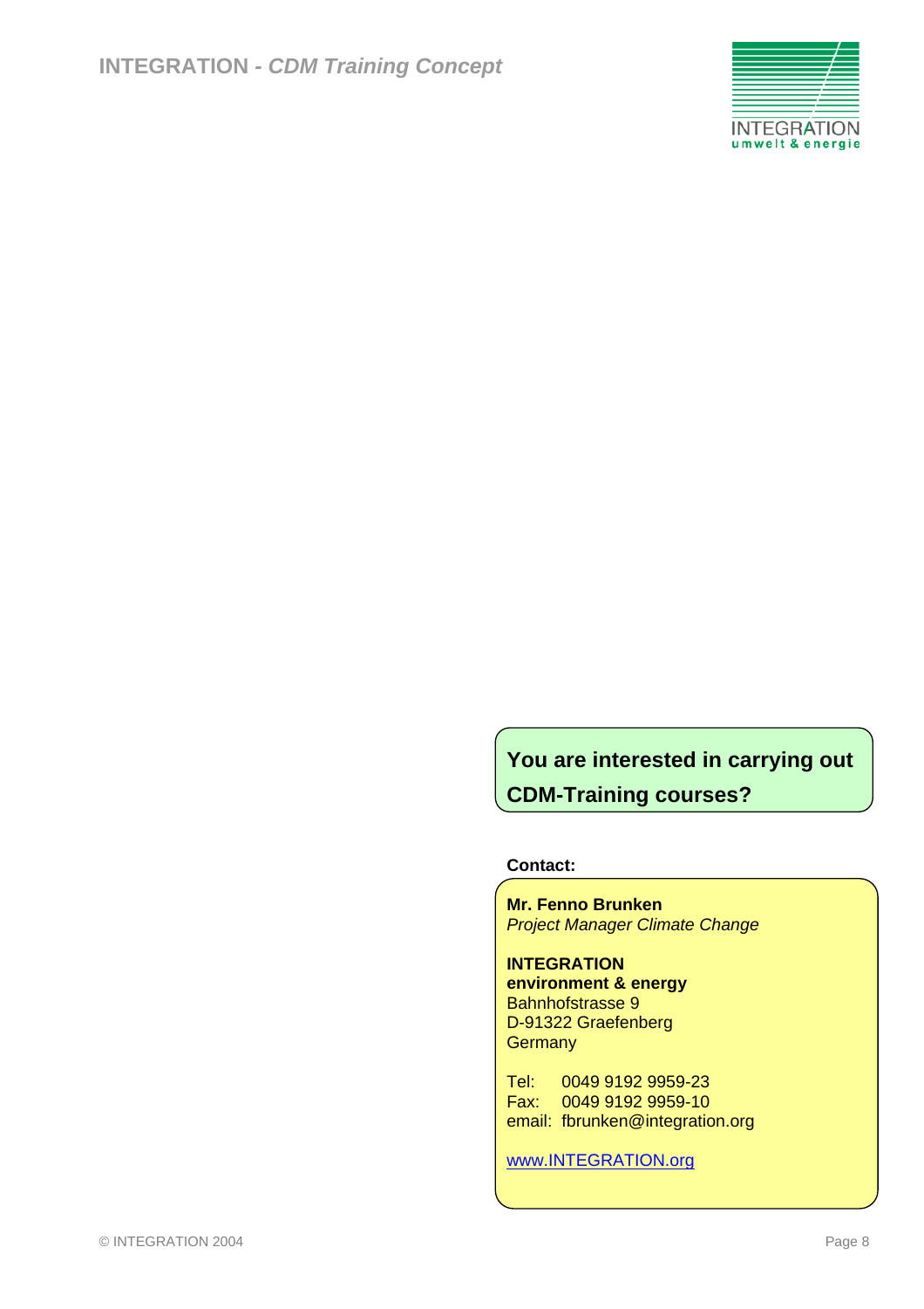**You are interested in carrying out CDM-Training courses?**

**Contact:**

**Mr. Fenno Brunken**
*Project Manager Climate Change*

**INTEGRATION**
**environment & energy**
Bahnhofstrasse 9
D-91322 Graefenberg
Germany

Tel: 0049 9192 9959-23
Fax: 0049 9192 9959-10
email: fbrunken@integration.org

www.INTEGRATION.org